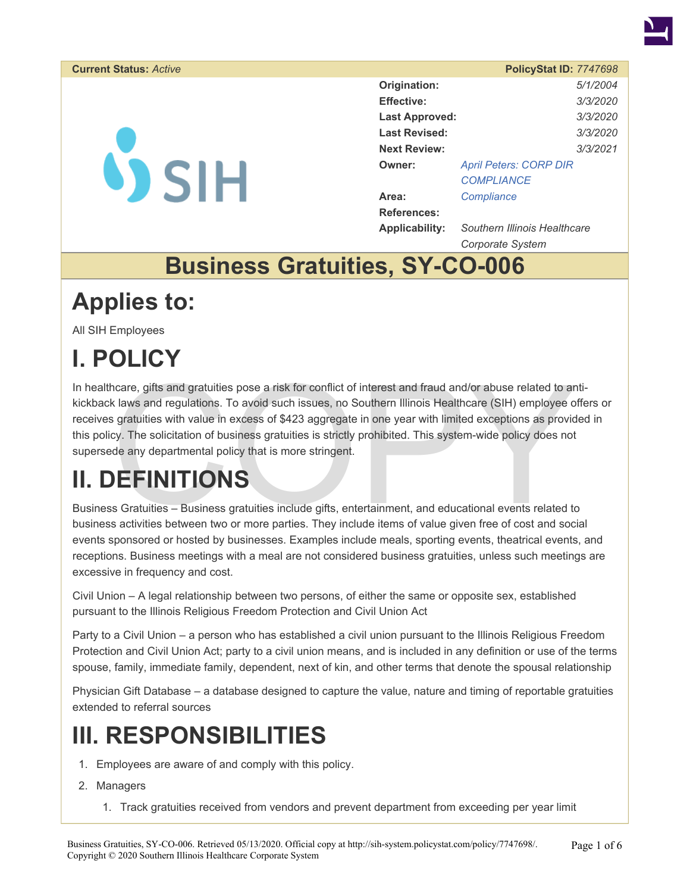**Current Status:** *Active* **PolicyStat ID:** *7747698*

| | |
|---|---|
| **Origination:** | *5/1/2004* |
| **Effective:** | *3/3/2020* |
| **Last Approved:** | *3/3/2020* |
| **Last Revised:** | *3/3/2020* |
| **Next Review:** | *3/3/2021* |
| **Owner:** | *April Peters: CORP DIR COMPLIANCE* |
| **Area:** | *Compliance* |
| **References:** | |
| **Applicability:** | *Southern Illinois Healthcare Corporate System* |

# Business Gratuities, SY-CO-006

# Applies to:

All SIH Employees

# I. POLICY

In healthcare, gifts and gratuities pose a risk for conflict of interest and fraud and/or abuse related to anti-kickback laws and regulations. To avoid such issues, no Southern Illinois Healthcare (SIH) employee offers or receives gratuities with value in excess of $423 aggregate in one year with limited exceptions as provided in this policy. The solicitation of business gratuities is strictly prohibited. This system-wide policy does not supersede any departmental policy that is more stringent.

# II. DEFINITIONS

Business Gratuities – Business gratuities include gifts, entertainment, and educational events related to business activities between two or more parties. They include items of value given free of cost and social events sponsored or hosted by businesses. Examples include meals, sporting events, theatrical events, and receptions. Business meetings with a meal are not considered business gratuities, unless such meetings are excessive in frequency and cost.

Civil Union – A legal relationship between two persons, of either the same or opposite sex, established pursuant to the Illinois Religious Freedom Protection and Civil Union Act

Party to a Civil Union – a person who has established a civil union pursuant to the Illinois Religious Freedom Protection and Civil Union Act; party to a civil union means, and is included in any definition or use of the terms spouse, family, immediate family, dependent, next of kin, and other terms that denote the spousal relationship

Physician Gift Database – a database designed to capture the value, nature and timing of reportable gratuities extended to referral sources

# III. RESPONSIBILITIES

1. Employees are aware of and comply with this policy.
2. Managers
   1. Track gratuities received from vendors and prevent department from exceeding per year limit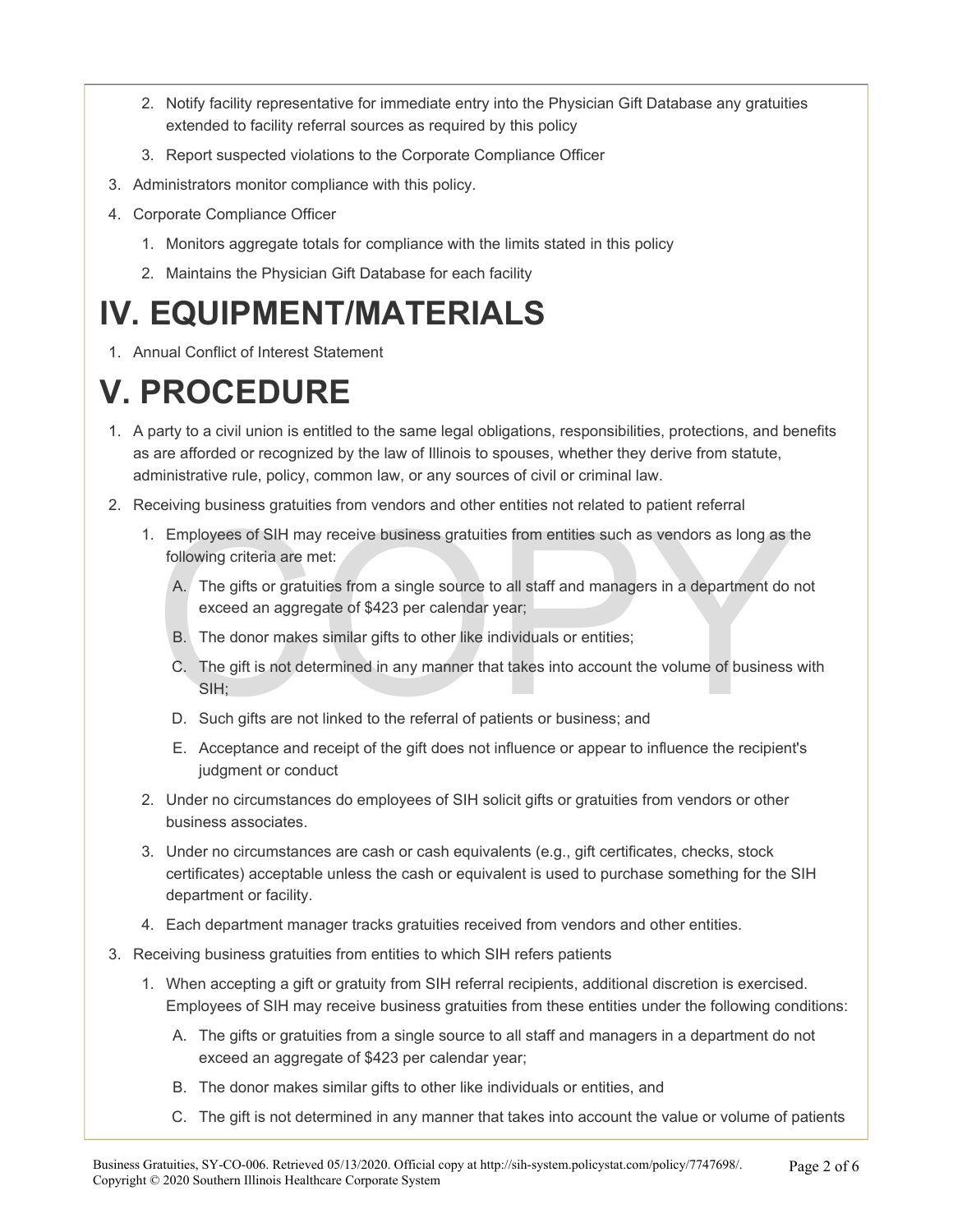2. Notify facility representative for immediate entry into the Physician Gift Database any gratuities extended to facility referral sources as required by this policy
3. Report suspected violations to the Corporate Compliance Officer

3. Administrators monitor compliance with this policy.
4. Corporate Compliance Officer
   1. Monitors aggregate totals for compliance with the limits stated in this policy
   2. Maintains the Physician Gift Database for each facility

# IV. EQUIPMENT/MATERIALS

1. Annual Conflict of Interest Statement

# V. PROCEDURE

1. A party to a civil union is entitled to the same legal obligations, responsibilities, protections, and benefits as are afforded or recognized by the law of Illinois to spouses, whether they derive from statute, administrative rule, policy, common law, or any sources of civil or criminal law.
2. Receiving business gratuities from vendors and other entities not related to patient referral
   1. Employees of SIH may receive business gratuities from entities such as vendors as long as the following criteria are met:
      - A. The gifts or gratuities from a single source to all staff and managers in a department do not exceed an aggregate of $423 per calendar year;
      - B. The donor makes similar gifts to other like individuals or entities;
      - C. The gift is not determined in any manner that takes into account the volume of business with SIH;
      - D. Such gifts are not linked to the referral of patients or business; and
      - E. Acceptance and receipt of the gift does not influence or appear to influence the recipient's judgment or conduct
   2. Under no circumstances do employees of SIH solicit gifts or gratuities from vendors or other business associates.
   3. Under no circumstances are cash or cash equivalents (e.g., gift certificates, checks, stock certificates) acceptable unless the cash or equivalent is used to purchase something for the SIH department or facility.
   4. Each department manager tracks gratuities received from vendors and other entities.
3. Receiving business gratuities from entities to which SIH refers patients
   1. When accepting a gift or gratuity from SIH referral recipients, additional discretion is exercised. Employees of SIH may receive business gratuities from these entities under the following conditions:
      - A. The gifts or gratuities from a single source to all staff and managers in a department do not exceed an aggregate of $423 per calendar year;
      - B. The donor makes similar gifts to other like individuals or entities, and
      - C. The gift is not determined in any manner that takes into account the value or volume of patients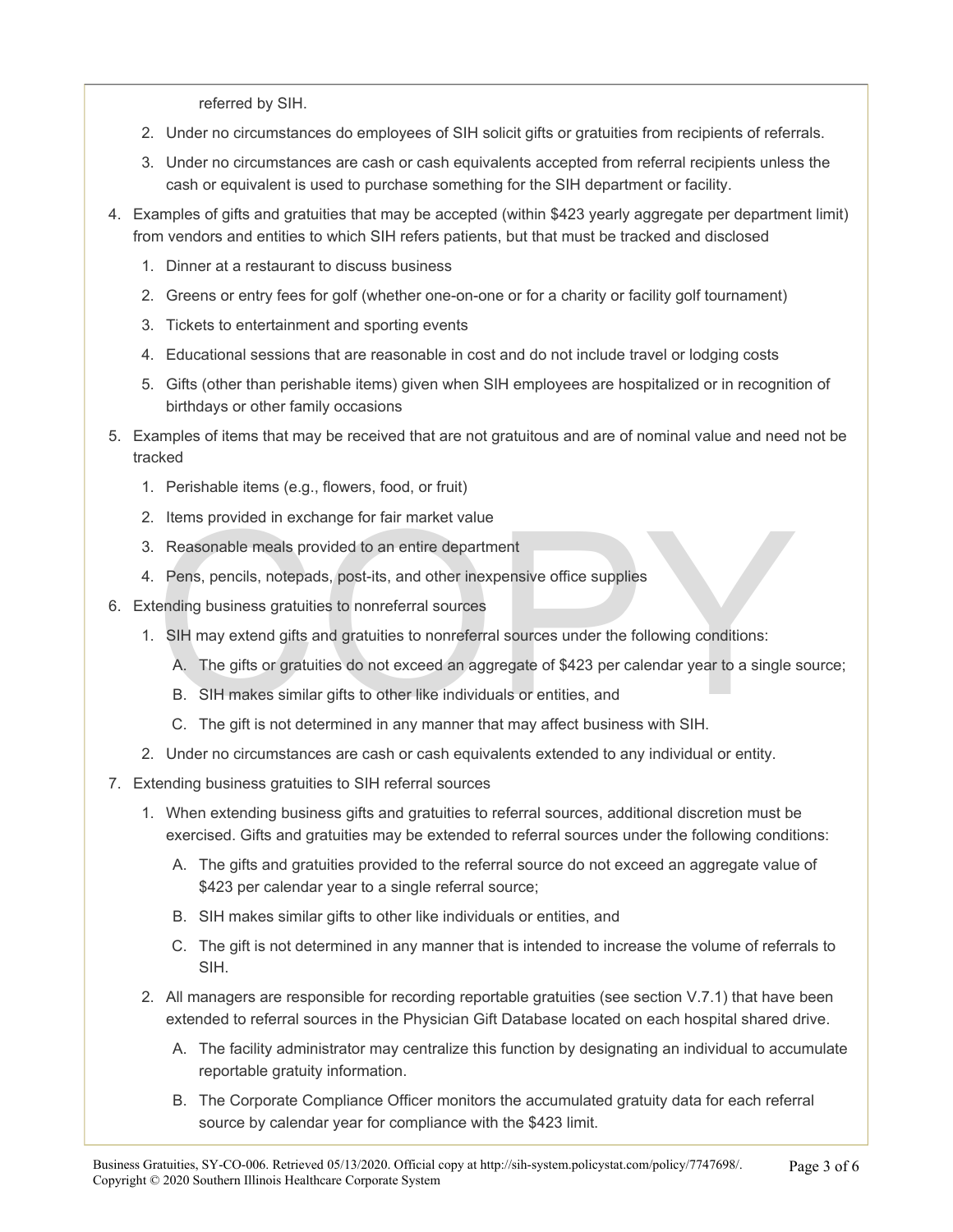referred by SIH.

2. Under no circumstances do employees of SIH solicit gifts or gratuities from recipients of referrals.
3. Under no circumstances are cash or cash equivalents accepted from referral recipients unless the cash or equivalent is used to purchase something for the SIH department or facility.

4. Examples of gifts and gratuities that may be accepted (within $423 yearly aggregate per department limit) from vendors and entities to which SIH refers patients, but that must be tracked and disclosed
   1. Dinner at a restaurant to discuss business
   2. Greens or entry fees for golf (whether one-on-one or for a charity or facility golf tournament)
   3. Tickets to entertainment and sporting events
   4. Educational sessions that are reasonable in cost and do not include travel or lodging costs
   5. Gifts (other than perishable items) given when SIH employees are hospitalized or in recognition of birthdays or other family occasions
5. Examples of items that may be received that are not gratuitous and are of nominal value and need not be tracked
   1. Perishable items (e.g., flowers, food, or fruit)
   2. Items provided in exchange for fair market value
   3. Reasonable meals provided to an entire department
   4. Pens, pencils, notepads, post-its, and other inexpensive office supplies
6. Extending business gratuities to nonreferral sources
   1. SIH may extend gifts and gratuities to nonreferral sources under the following conditions:
      - A. The gifts or gratuities do not exceed an aggregate of $423 per calendar year to a single source;
      - B. SIH makes similar gifts to other like individuals or entities, and
      - C. The gift is not determined in any manner that may affect business with SIH.
   2. Under no circumstances are cash or cash equivalents extended to any individual or entity.
7. Extending business gratuities to SIH referral sources
   1. When extending business gifts and gratuities to referral sources, additional discretion must be exercised. Gifts and gratuities may be extended to referral sources under the following conditions:
      - A. The gifts and gratuities provided to the referral source do not exceed an aggregate value of $423 per calendar year to a single referral source;
      - B. SIH makes similar gifts to other like individuals or entities, and
      - C. The gift is not determined in any manner that is intended to increase the volume of referrals to SIH.
   2. All managers are responsible for recording reportable gratuities (see section V.7.1) that have been extended to referral sources in the Physician Gift Database located on each hospital shared drive.
      - A. The facility administrator may centralize this function by designating an individual to accumulate reportable gratuity information.
      - B. The Corporate Compliance Officer monitors the accumulated gratuity data for each referral source by calendar year for compliance with the $423 limit.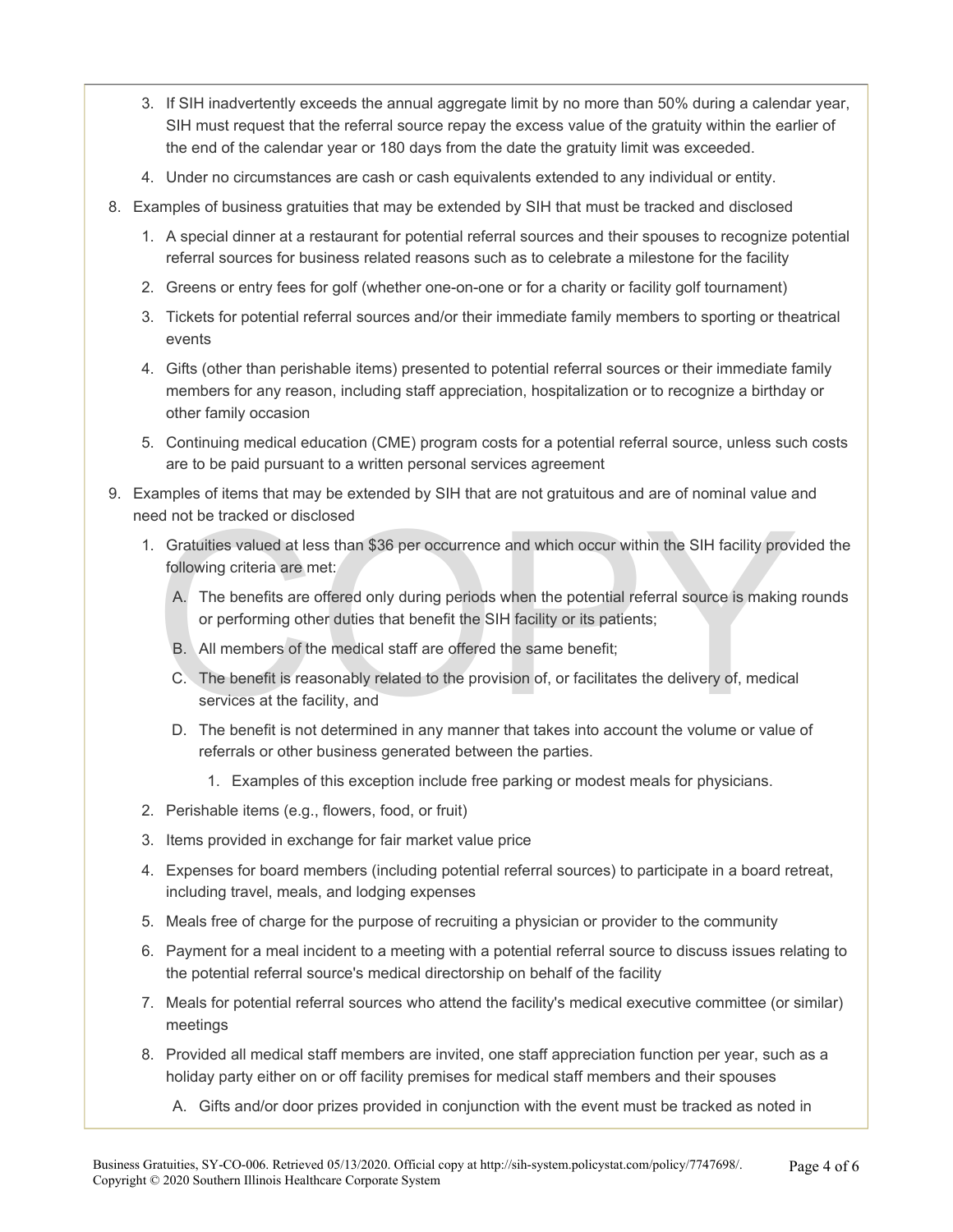3. If SIH inadvertently exceeds the annual aggregate limit by no more than 50% during a calendar year, SIH must request that the referral source repay the excess value of the gratuity within the earlier of the end of the calendar year or 180 days from the date the gratuity limit was exceeded.
4. Under no circumstances are cash or cash equivalents extended to any individual or entity.

8. Examples of business gratuities that may be extended by SIH that must be tracked and disclosed
   1. A special dinner at a restaurant for potential referral sources and their spouses to recognize potential referral sources for business related reasons such as to celebrate a milestone for the facility
   2. Greens or entry fees for golf (whether one-on-one or for a charity or facility golf tournament)
   3. Tickets for potential referral sources and/or their immediate family members to sporting or theatrical events
   4. Gifts (other than perishable items) presented to potential referral sources or their immediate family members for any reason, including staff appreciation, hospitalization or to recognize a birthday or other family occasion
   5. Continuing medical education (CME) program costs for a potential referral source, unless such costs are to be paid pursuant to a written personal services agreement

9. Examples of items that may be extended by SIH that are not gratuitous and are of nominal value and need not be tracked or disclosed
   1. Gratuities valued at less than $36 per occurrence and which occur within the SIH facility provided the following criteria are met:
      - A. The benefits are offered only during periods when the potential referral source is making rounds or performing other duties that benefit the SIH facility or its patients;
      - B. All members of the medical staff are offered the same benefit;
      - C. The benefit is reasonably related to the provision of, or facilitates the delivery of, medical services at the facility, and
      - D. The benefit is not determined in any manner that takes into account the volume or value of referrals or other business generated between the parties.
        1. Examples of this exception include free parking or modest meals for physicians.
   2. Perishable items (e.g., flowers, food, or fruit)
   3. Items provided in exchange for fair market value price
   4. Expenses for board members (including potential referral sources) to participate in a board retreat, including travel, meals, and lodging expenses
   5. Meals free of charge for the purpose of recruiting a physician or provider to the community
   6. Payment for a meal incident to a meeting with a potential referral source to discuss issues relating to the potential referral source's medical directorship on behalf of the facility
   7. Meals for potential referral sources who attend the facility's medical executive committee (or similar) meetings
   8. Provided all medical staff members are invited, one staff appreciation function per year, such as a holiday party either on or off facility premises for medical staff members and their spouses
      - A. Gifts and/or door prizes provided in conjunction with the event must be tracked as noted in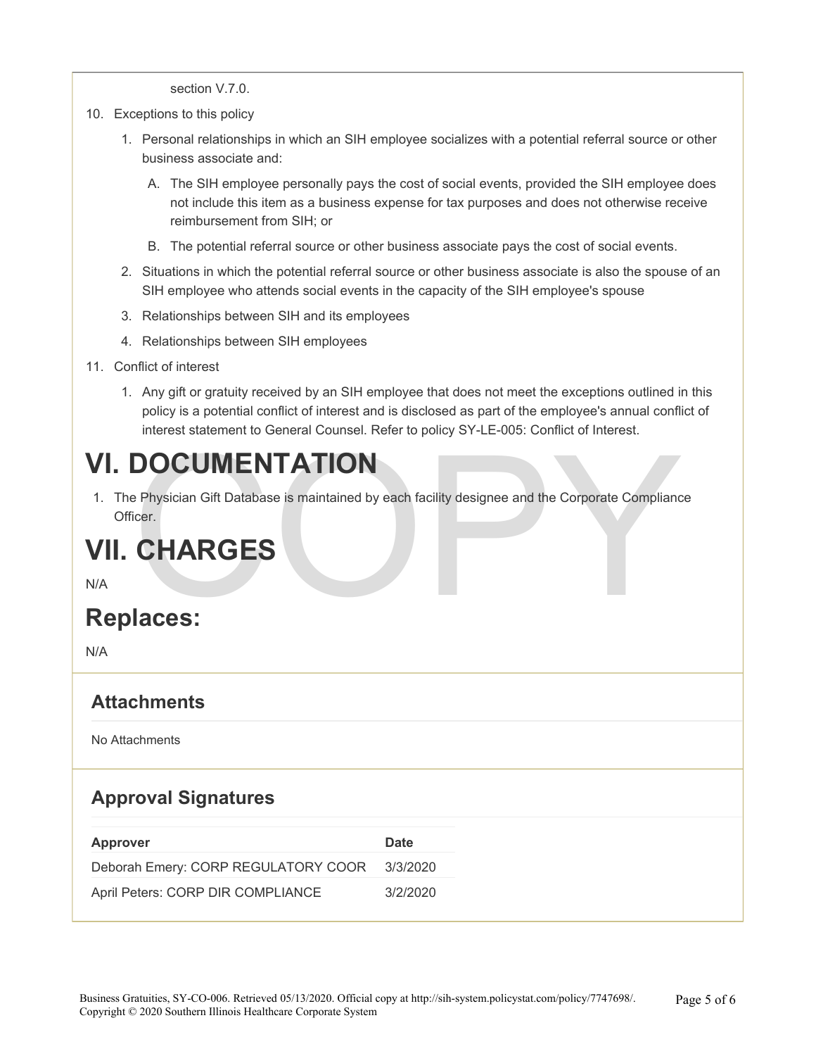section V.7.0.

10. Exceptions to this policy
    1. Personal relationships in which an SIH employee socializes with a potential referral source or other business associate and:
        - A. The SIH employee personally pays the cost of social events, provided the SIH employee does not include this item as a business expense for tax purposes and does not otherwise receive reimbursement from SIH; or
        - B. The potential referral source or other business associate pays the cost of social events.
    2. Situations in which the potential referral source or other business associate is also the spouse of an SIH employee who attends social events in the capacity of the SIH employee's spouse
    3. Relationships between SIH and its employees
    4. Relationships between SIH employees
11. Conflict of interest
    1. Any gift or gratuity received by an SIH employee that does not meet the exceptions outlined in this policy is a potential conflict of interest and is disclosed as part of the employee's annual conflict of interest statement to General Counsel. Refer to policy SY-LE-005: Conflict of Interest.

# VI. DOCUMENTATION

1. The Physician Gift Database is maintained by each facility designee and the Corporate Compliance Officer.

# VII. CHARGES

N/A

## Replaces:

N/A

## Attachments

No Attachments

## Approval Signatures

| Approver | Date |
| --- | --- |
| Deborah Emery: CORP REGULATORY COOR | 3/3/2020 |
| April Peters: CORP DIR COMPLIANCE | 3/2/2020 |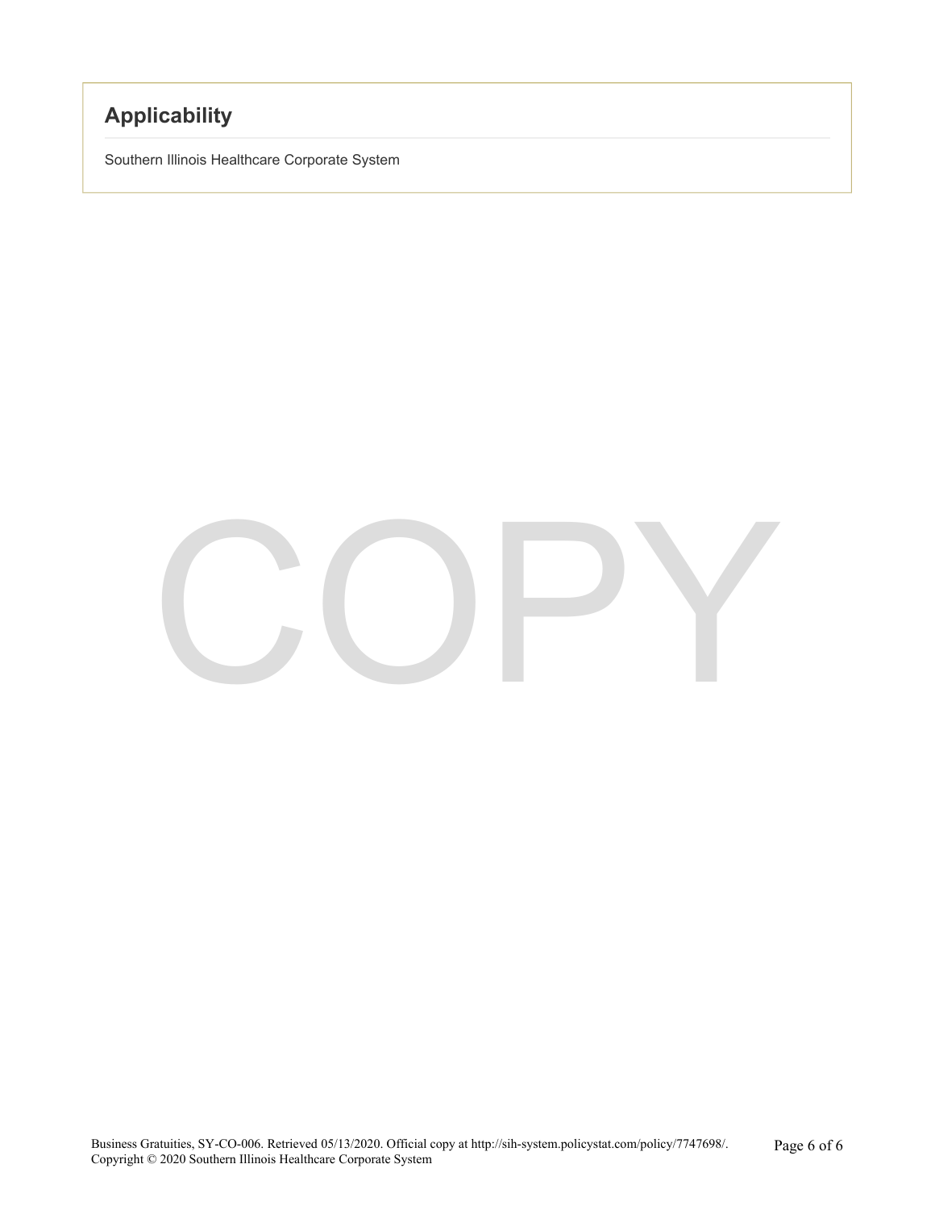## Applicability

Southern Illinois Healthcare Corporate System